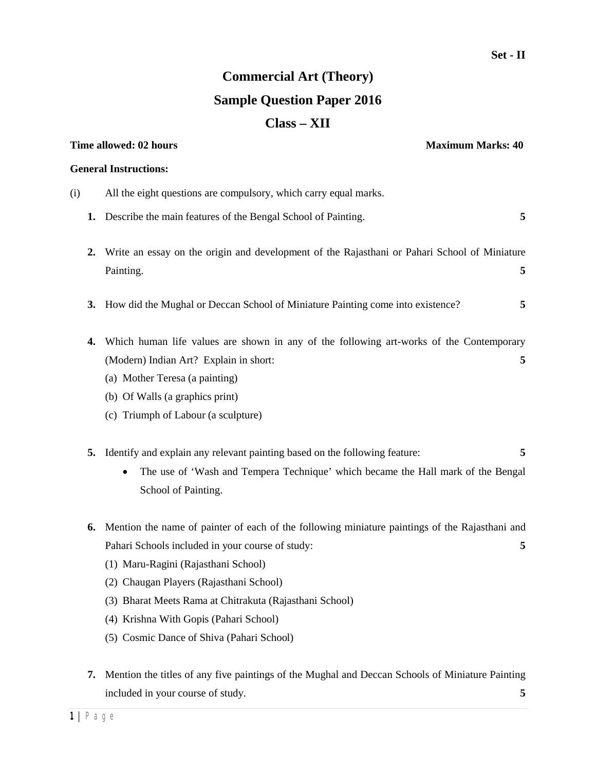Set - II

# Commercial Art (Theory)

## Sample Question Paper 2016

## Class – XII

**Time allowed: 02 hours** **Maximum Marks: 40**

**General Instructions:**

(i) All the eight questions are compulsory, which carry equal marks.

**1.** Describe the main features of the Bengal School of Painting. **5**

**2.** Write an essay on the origin and development of the Rajasthani or Pahari School of Miniature Painting. **5**

**3.** How did the Mughal or Deccan School of Miniature Painting come into existence? **5**

**4.** Which human life values are shown in any of the following art-works of the Contemporary (Modern) Indian Art? Explain in short: **5**

(a) Mother Teresa (a painting)

(b) Of Walls (a graphics print)

(c) Triumph of Labour (a sculpture)

**5.** Identify and explain any relevant painting based on the following feature: **5**

- The use of 'Wash and Tempera Technique' which became the Hall mark of the Bengal School of Painting.

**6.** Mention the name of painter of each of the following miniature paintings of the Rajasthani and Pahari Schools included in your course of study: **5**

(1) Maru-Ragini (Rajasthani School)

(2) Chaugan Players (Rajasthani School)

(3) Bharat Meets Rama at Chitrakuta (Rajasthani School)

(4) Krishna With Gopis (Pahari School)

(5) Cosmic Dance of Shiva (Pahari School)

**7.** Mention the titles of any five paintings of the Mughal and Deccan Schools of Miniature Painting included in your course of study. **5**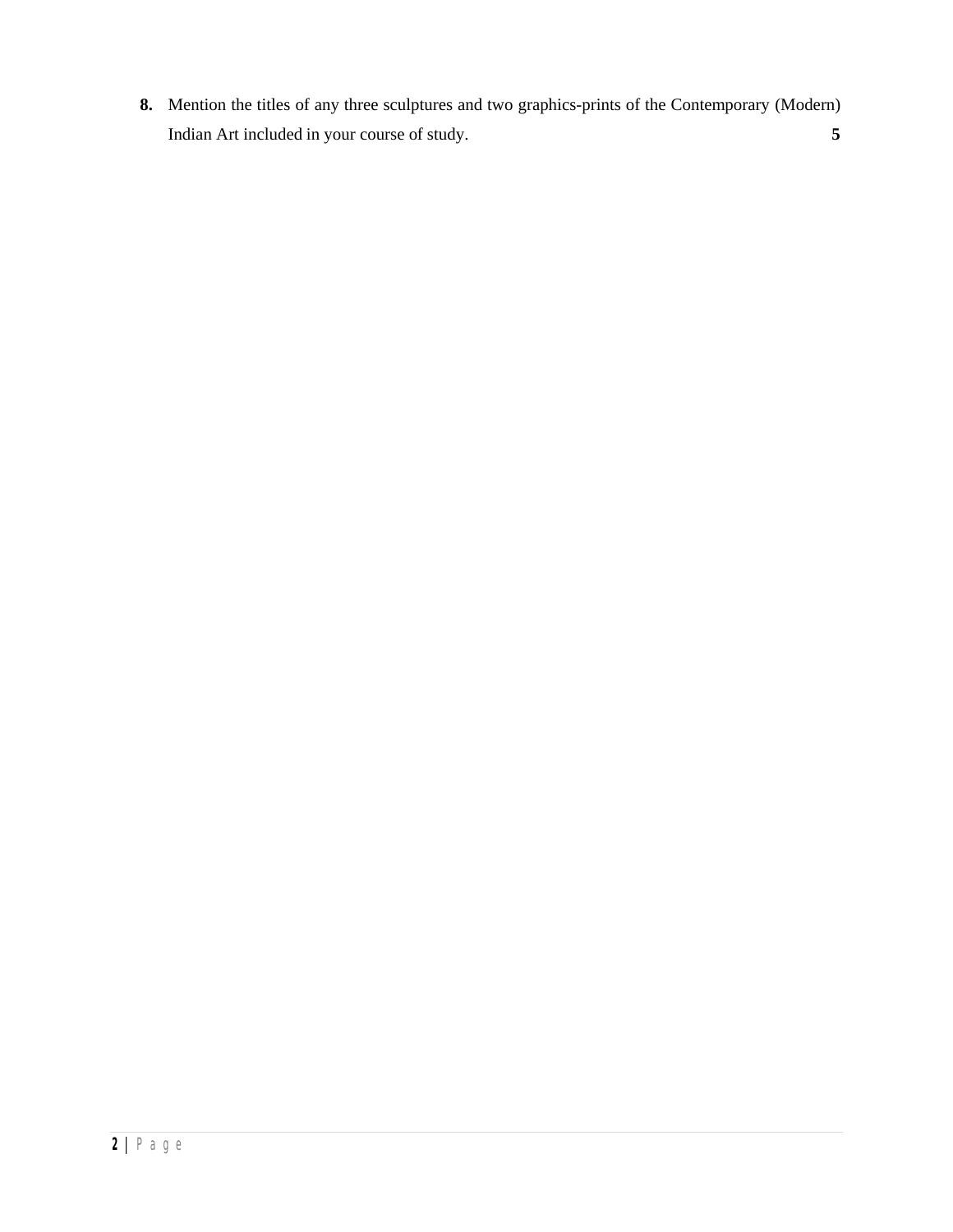**8.** Mention the titles of any three sculptures and two graphics-prints of the Contemporary (Modern) Indian Art included in your course of study. **5**